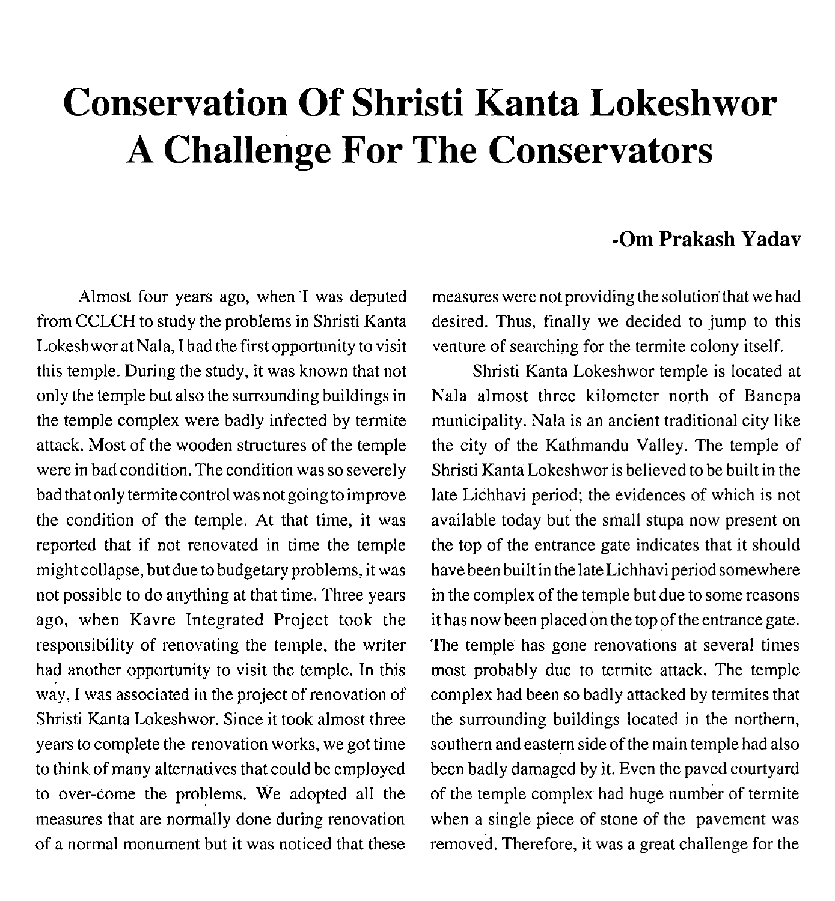# Conservation Of Shristi Kanta Lokeshwor A Challenge For The Conservators

**-Om Prakash Yadav**

Almost four years ago, when I was deputed from CCLCH to study the problems in Shristi Kanta Lokeshwor at Nala, I had the first opportunity to visit this temple. During the study, it was known that not only the temple but also the surrounding buildings in the temple complex were badly infected by termite attack. Most of the wooden structures of the temple were in bad condition. The condition was so severely bad that only termite control was not going to improve the condition of the temple. At that time, it was reported that if not renovated in time the temple might collapse, but due to budgetary problems, it was not possible to do anything at that time. Three years ago, when Kavre Integrated Project took the responsibility of renovating the temple, the writer had another opportunity to visit the temple. In this way, I was associated in the project of renovation of Shristi Kanta Lokeshwor. Since it took almost three years to complete the renovation works, we got time to think of many alternatives that could be employed to over-come the problems. We adopted all the measures that are normally done during renovation of a normal monument but it was noticed that these measures were not providing the solution that we had desired. Thus, finally we decided to jump to this venture of searching for the termite colony itself.

Shristi Kanta Lokeshwor temple is located at Nala almost three kilometer north of Banepa municipality. Nala is an ancient traditional city like the city of the Kathmandu Valley. The temple of Shristi Kanta Lokeshwor is believed to be built in the late Lichhavi period; the evidences of which is not available today but the small stupa now present on the top of the entrance gate indicates that it should have been built in the late Lichhavi period somewhere in the complex of the temple but due to some reasons it has now been placed on the top of the entrance gate. The temple has gone renovations at several times most probably due to termite attack. The temple complex had been so badly attacked by termites that the surrounding buildings located in the northern, southern and eastern side of the main temple had also been badly damaged by it. Even the paved courtyard of the temple complex had huge number of termite when a single piece of stone of the pavement was removed. Therefore, it was a great challenge for the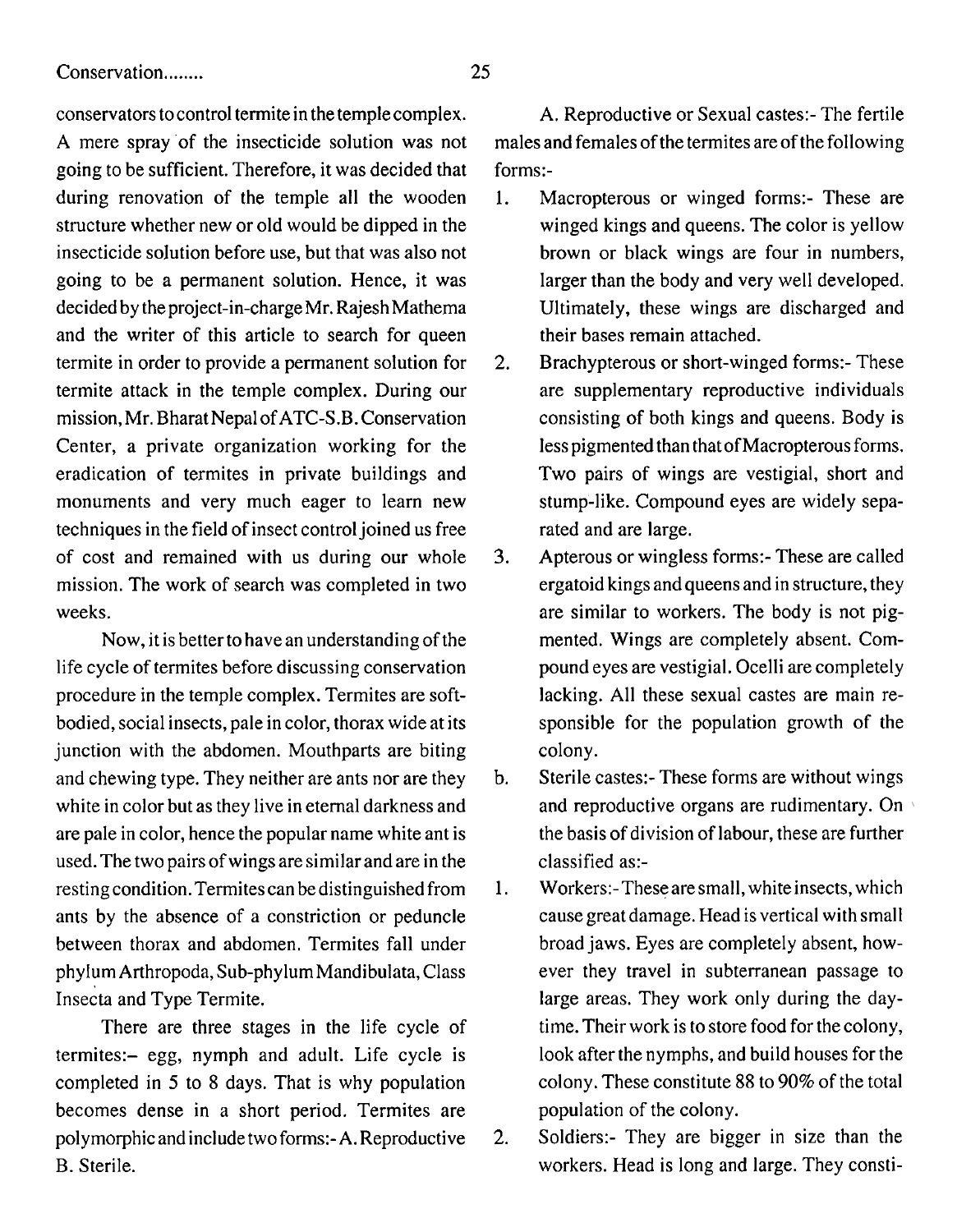conservators to control termite in the temple complex. A mere spray of the insecticide solution was not going to be sufficient. Therefore, it was decided that during renovation of the temple all the wooden structure whether new or old would be dipped in the insecticide solution before use, but that was also not going to be a permanent solution. Hence, it was decided by the project-in-charge Mr. Rajesh Mathema and the writer of this article to search for queen termite in order to provide a permanent solution for termite attack in the temple complex. During our mission, Mr. Bharat Nepal of ATC-S.B. Conservation Center, a private organization working for the eradication of termites in private buildings and monuments and very much eager to learn new techniques in the field of insect control joined us free of cost and remained with us during our whole mission. The work of search was completed in two weeks.

Now, it is better to have an understanding of the life cycle of termites before discussing conservation procedure in the temple complex. Termites are soft-bodied, social insects, pale in color, thorax wide at its junction with the abdomen. Mouthparts are biting and chewing type. They neither are ants nor are they white in color but as they live in eternal darkness and are pale in color, hence the popular name white ant is used. The two pairs of wings are similar and are in the resting condition. Termites can be distinguished from ants by the absence of a constriction or peduncle between thorax and abdomen. Termites fall under phylum Arthropoda, Sub-phylum Mandibulata, Class Insecta and Type Termite.

There are three stages in the life cycle of termites:– egg, nymph and adult. Life cycle is completed in 5 to 8 days. That is why population becomes dense in a short period. Termites are polymorphic and include two forms:- A. Reproductive B. Sterile.

A. Reproductive or Sexual castes:- The fertile males and females of the termites are of the following forms:-

1. Macropterous or winged forms:- These are winged kings and queens. The color is yellow brown or black wings are four in numbers, larger than the body and very well developed. Ultimately, these wings are discharged and their bases remain attached.
2. Brachypterous or short-winged forms:- These are supplementary reproductive individuals consisting of both kings and queens. Body is less pigmented than that of Macropterous forms. Two pairs of wings are vestigial, short and stump-like. Compound eyes are widely separated and are large.
3. Apterous or wingless forms:- These are called ergatoid kings and queens and in structure, they are similar to workers. The body is not pigmented. Wings are completely absent. Compound eyes are vestigial. Ocelli are completely lacking. All these sexual castes are main responsible for the population growth of the colony.

b. Sterile castes:- These forms are without wings and reproductive organs are rudimentary. On the basis of division of labour, these are further classified as:-

1. Workers:- These are small, white insects, which cause great damage. Head is vertical with small broad jaws. Eyes are completely absent, however they travel in subterranean passage to large areas. They work only during the daytime. Their work is to store food for the colony, look after the nymphs, and build houses for the colony. These constitute 88 to 90% of the total population of the colony.
2. Soldiers:- They are bigger in size than the workers. Head is long and large. They consti-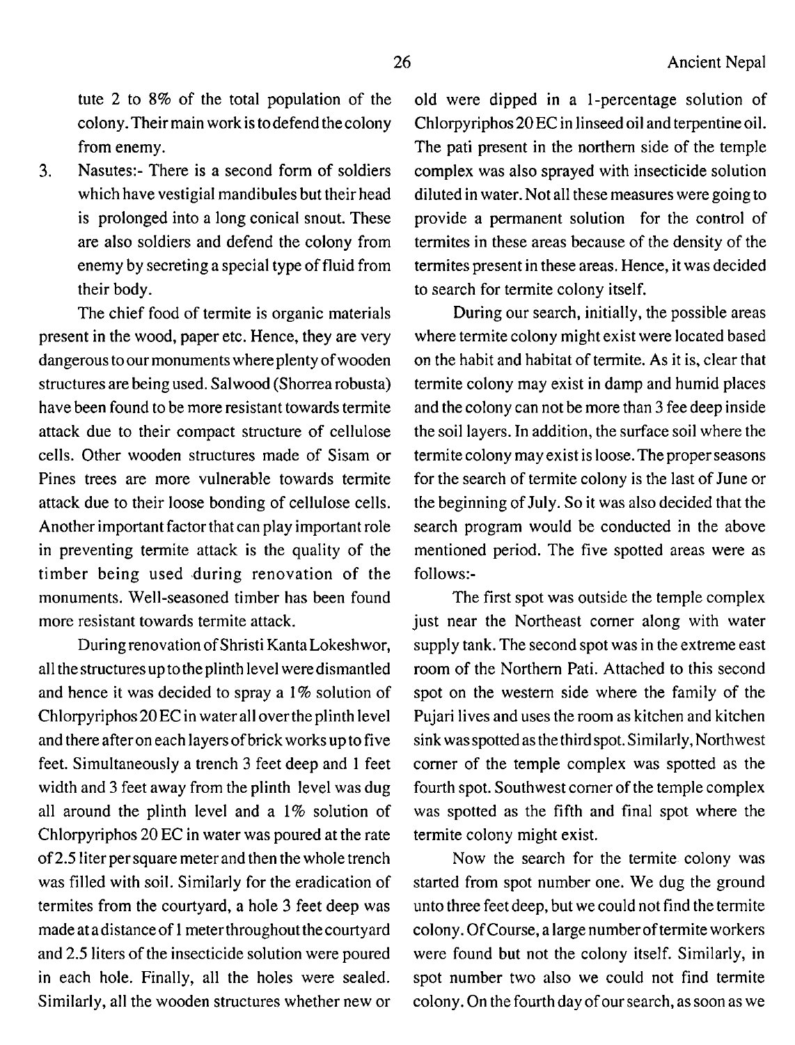tute 2 to 8% of the total population of the colony. Their main work is to defend the colony from enemy.

3. Nasutes:- There is a second form of soldiers which have vestigial mandibules but their head is prolonged into a long conical snout. These are also soldiers and defend the colony from enemy by secreting a special type of fluid from their body.

The chief food of termite is organic materials present in the wood, paper etc. Hence, they are very dangerous to our monuments where plenty of wooden structures are being used. Salwood (Shorrea robusta) have been found to be more resistant towards termite attack due to their compact structure of cellulose cells. Other wooden structures made of Sisam or Pines trees are more vulnerable towards termite attack due to their loose bonding of cellulose cells. Another important factor that can play important role in preventing termite attack is the quality of the timber being used during renovation of the monuments. Well-seasoned timber has been found more resistant towards termite attack.

During renovation of Shristi Kanta Lokeshwor, all the structures up to the plinth level were dismantled and hence it was decided to spray a 1% solution of Chlorpyriphos 20 EC in water all over the plinth level and there after on each layers of brick works up to five feet. Simultaneously a trench 3 feet deep and 1 feet width and 3 feet away from the plinth level was dug all around the plinth level and a 1% solution of Chlorpyriphos 20 EC in water was poured at the rate of 2.5 liter per square meter and then the whole trench was filled with soil. Similarly for the eradication of termites from the courtyard, a hole 3 feet deep was made at a distance of 1 meter throughout the courtyard and 2.5 liters of the insecticide solution were poured in each hole. Finally, all the holes were sealed. Similarly, all the wooden structures whether new or old were dipped in a 1-percentage solution of Chlorpyriphos 20 EC in linseed oil and terpentine oil. The pati present in the northern side of the temple complex was also sprayed with insecticide solution diluted in water. Not all these measures were going to provide a permanent solution for the control of termites in these areas because of the density of the termites present in these areas. Hence, it was decided to search for termite colony itself.

During our search, initially, the possible areas where termite colony might exist were located based on the habit and habitat of termite. As it is, clear that termite colony may exist in damp and humid places and the colony can not be more than 3 fee deep inside the soil layers. In addition, the surface soil where the termite colony may exist is loose. The proper seasons for the search of termite colony is the last of June or the beginning of July. So it was also decided that the search program would be conducted in the above mentioned period. The five spotted areas were as follows:-

The first spot was outside the temple complex just near the Northeast corner along with water supply tank. The second spot was in the extreme east room of the Northern Pati. Attached to this second spot on the western side where the family of the Pujari lives and uses the room as kitchen and kitchen sink was spotted as the third spot. Similarly, Northwest corner of the temple complex was spotted as the fourth spot. Southwest corner of the temple complex was spotted as the fifth and final spot where the termite colony might exist.

Now the search for the termite colony was started from spot number one. We dug the ground unto three feet deep, but we could not find the termite colony. Of Course, a large number of termite workers were found but not the colony itself. Similarly, in spot number two also we could not find termite colony. On the fourth day of our search, as soon as we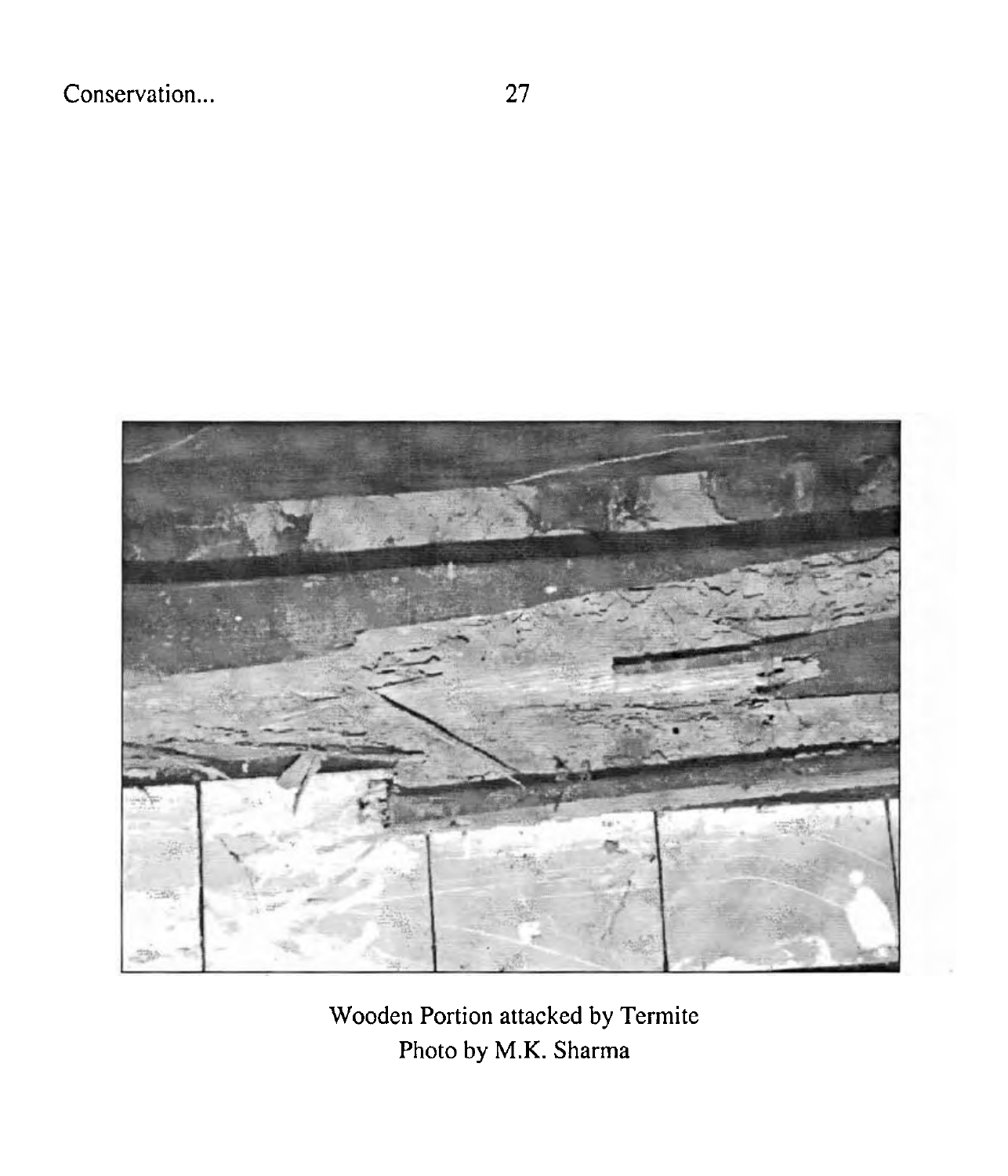Wooden Portion attacked by Termite
Photo by M.K. Sharma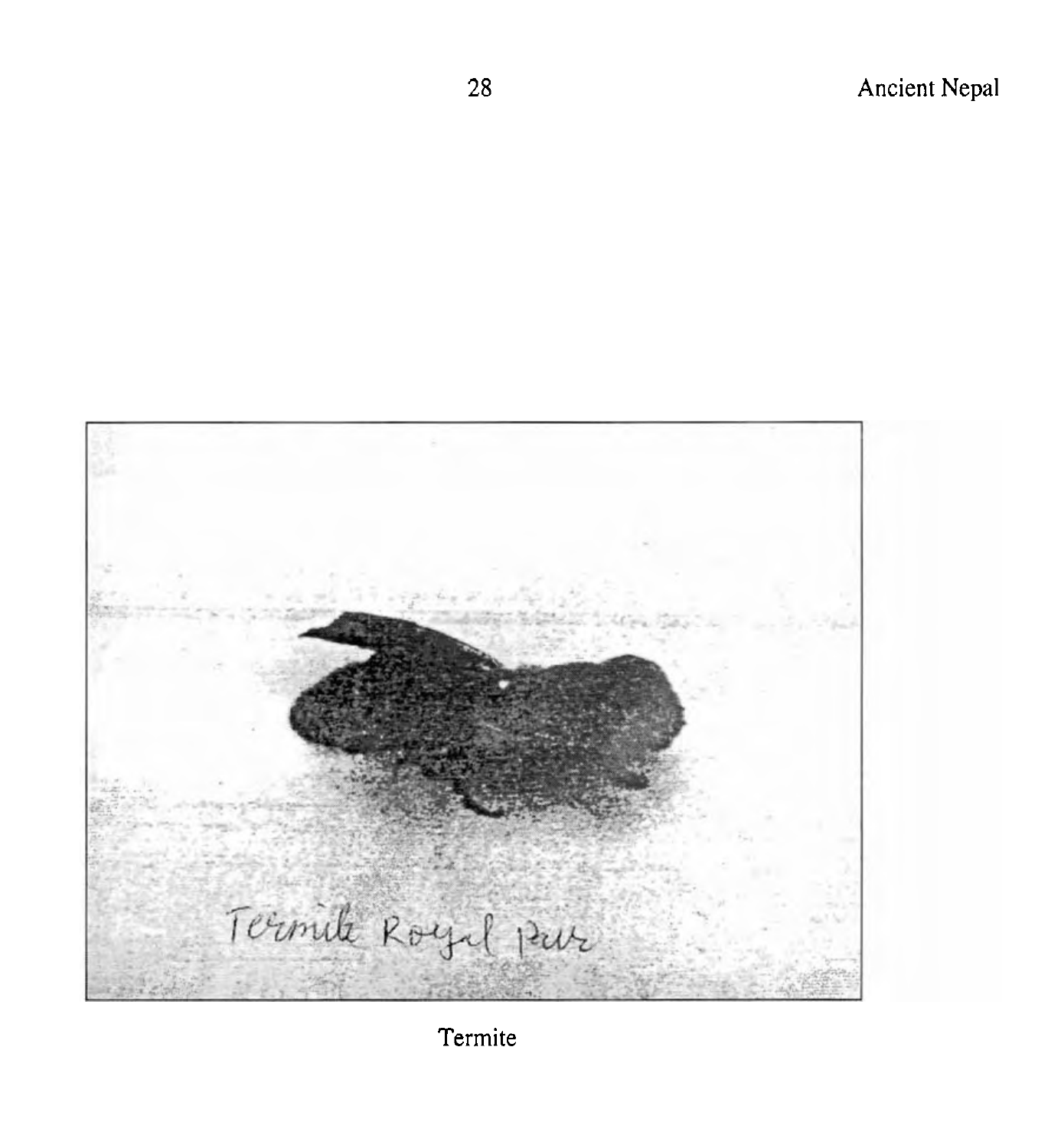Termite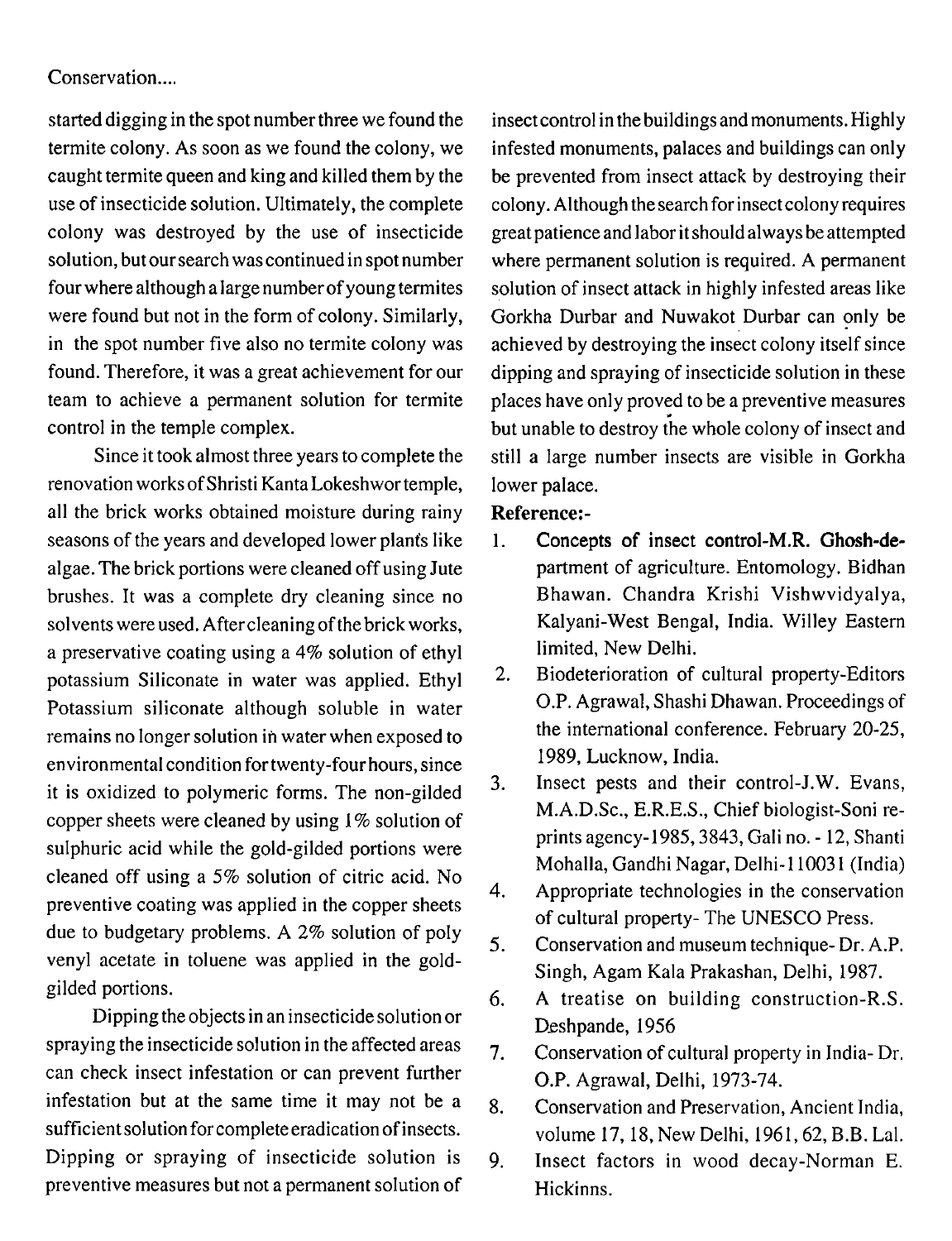started digging in the spot number three we found the termite colony. As soon as we found the colony, we caught termite queen and king and killed them by the use of insecticide solution. Ultimately, the complete colony was destroyed by the use of insecticide solution, but our search was continued in spot number four where although a large number of young termites were found but not in the form of colony. Similarly, in the spot number five also no termite colony was found. Therefore, it was a great achievement for our team to achieve a permanent solution for termite control in the temple complex.

Since it took almost three years to complete the renovation works of Shristi Kanta Lokeshwor temple, all the brick works obtained moisture during rainy seasons of the years and developed lower plants like algae. The brick portions were cleaned off using Jute brushes. It was a complete dry cleaning since no solvents were used. After cleaning of the brick works, a preservative coating using a 4% solution of ethyl potassium Siliconate in water was applied. Ethyl Potassium siliconate although soluble in water remains no longer solution in water when exposed to environmental condition for twenty-four hours, since it is oxidized to polymeric forms. The non-gilded copper sheets were cleaned by using 1% solution of sulphuric acid while the gold-gilded portions were cleaned off using a 5% solution of citric acid. No preventive coating was applied in the copper sheets due to budgetary problems. A 2% solution of poly venyl acetate in toluene was applied in the gold-gilded portions.

Dipping the objects in an insecticide solution or spraying the insecticide solution in the affected areas can check insect infestation or can prevent further infestation but at the same time it may not be a sufficient solution for complete eradication of insects. Dipping or spraying of insecticide solution is preventive measures but not a permanent solution of insect control in the buildings and monuments. Highly infested monuments, palaces and buildings can only be prevented from insect attack by destroying their colony. Although the search for insect colony requires great patience and labor it should always be attempted where permanent solution is required. A permanent solution of insect attack in highly infested areas like Gorkha Durbar and Nuwakot Durbar can only be achieved by destroying the insect colony itself since dipping and spraying of insecticide solution in these places have only proved to be a preventive measures but unable to destroy the whole colony of insect and still a large number insects are visible in Gorkha lower palace.

**Reference:-**

1. **Concepts of insect control-M.R. Ghosh-de**partment of agriculture. Entomology. Bidhan Bhawan. Chandra Krishi Vishwvidyalya, Kalyani-West Bengal, India. Willey Eastern limited, New Delhi.
2. Biodeterioration of cultural property-Editors O.P. Agrawal, Shashi Dhawan. Proceedings of the international conference. February 20-25, 1989, Lucknow, India.
3. Insect pests and their control-J.W. Evans, M.A.D.Sc., E.R.E.S., Chief biologist-Soni reprints agency-1985, 3843, Gali no. - 12, Shanti Mohalla, Gandhi Nagar, Delhi-110031 (India)
4. Appropriate technologies in the conservation of cultural property- The UNESCO Press.
5. Conservation and museum technique- Dr. A.P. Singh, Agam Kala Prakashan, Delhi, 1987.
6. A treatise on building construction-R.S. Deshpande, 1956
7. Conservation of cultural property in India- Dr. O.P. Agrawal, Delhi, 1973-74.
8. Conservation and Preservation, Ancient India, volume 17, 18, New Delhi, 1961, 62, B.B. Lal.
9. Insect factors in wood decay-Norman E. Hickinns.